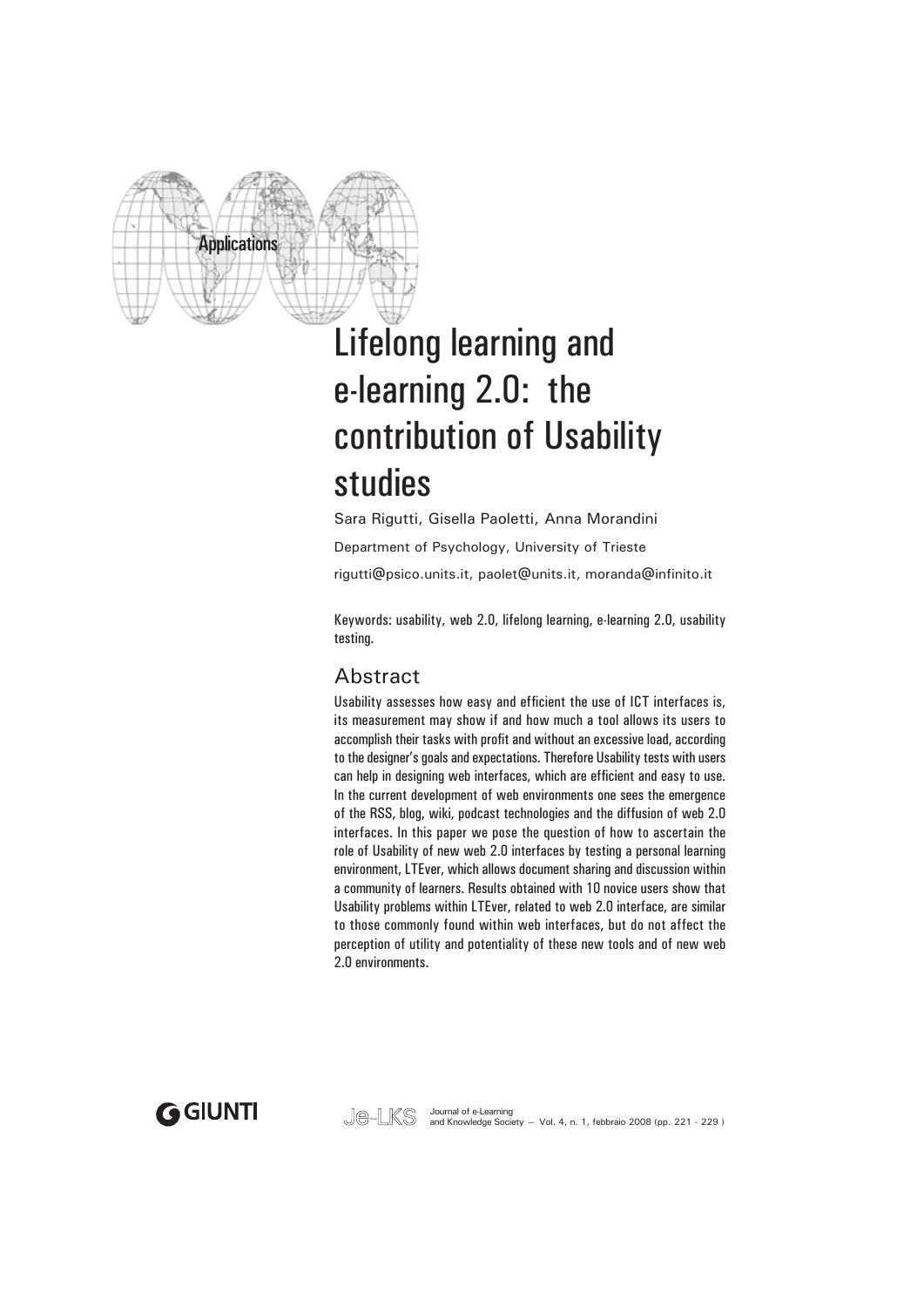Applications

# Lifelong learning and e-learning 2.0: the contribution of Usability studies

Sara Rigutti, Gisella Paoletti, Anna Morandini

Department of Psychology, University of Trieste

rigutti@psico.units.it, paolet@units.it, moranda@infinito.it

Keywords: usability, web 2.0, lifelong learning, e-learning 2.0, usability testing.

## Abstract

Usability assesses how easy and efficient the use of ICT interfaces is, its measurement may show if and how much a tool allows its users to accomplish their tasks with profit and without an excessive load, according to the designer's goals and expectations. Therefore Usability tests with users can help in designing web interfaces, which are efficient and easy to use. In the current development of web environments one sees the emergence of the RSS, blog, wiki, podcast technologies and the diffusion of web 2.0 interfaces. In this paper we pose the question of how to ascertain the role of Usability of new web 2.0 interfaces by testing a personal learning environment, LTEver, which allows document sharing and discussion within a community of learners. Results obtained with 10 novice users show that Usability problems within LTEver, related to web 2.0 interface, are similar to those commonly found within web interfaces, but do not affect the perception of utility and potentiality of these new tools and of new web 2.0 environments.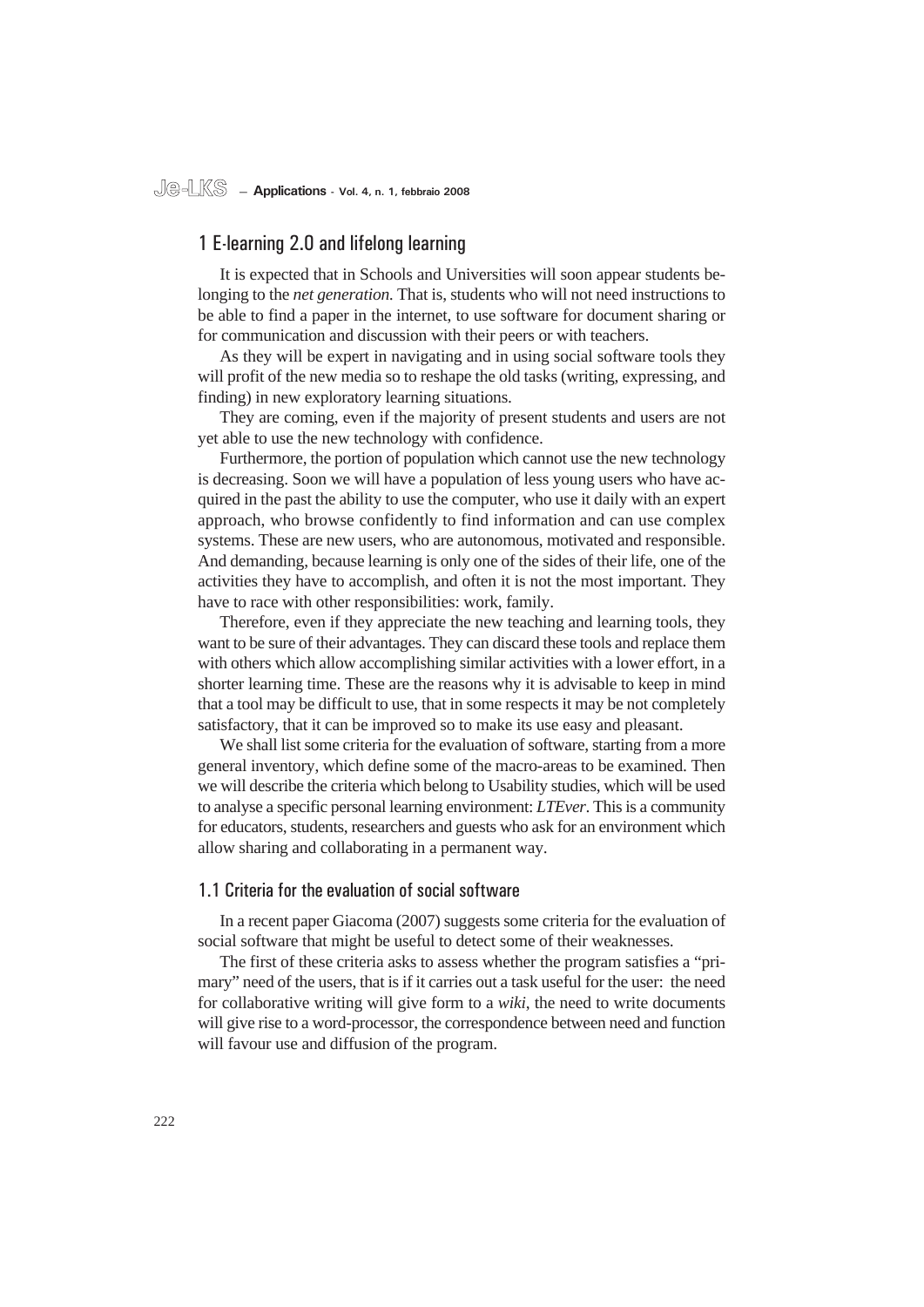# 1 E-learning 2.0 and lifelong learning

It is expected that in Schools and Universities will soon appear students belonging to the *net generation.* That is, students who will not need instructions to be able to find a paper in the internet, to use software for document sharing or for communication and discussion with their peers or with teachers.

As they will be expert in navigating and in using social software tools they will profit of the new media so to reshape the old tasks (writing, expressing, and finding) in new exploratory learning situations.

They are coming, even if the majority of present students and users are not yet able to use the new technology with confidence.

Furthermore, the portion of population which cannot use the new technology is decreasing. Soon we will have a population of less young users who have acquired in the past the ability to use the computer, who use it daily with an expert approach, who browse confidently to find information and can use complex systems. These are new users, who are autonomous, motivated and responsible. And demanding, because learning is only one of the sides of their life, one of the activities they have to accomplish, and often it is not the most important. They have to race with other responsibilities: work, family.

Therefore, even if they appreciate the new teaching and learning tools, they want to be sure of their advantages. They can discard these tools and replace them with others which allow accomplishing similar activities with a lower effort, in a shorter learning time. These are the reasons why it is advisable to keep in mind that a tool may be difficult to use, that in some respects it may be not completely satisfactory, that it can be improved so to make its use easy and pleasant.

We shall list some criteria for the evaluation of software, starting from a more general inventory, which define some of the macro-areas to be examined. Then we will describe the criteria which belong to Usability studies, which will be used to analyse a specific personal learning environment: *LTEver*. This is a community for educators, students, researchers and guests who ask for an environment which allow sharing and collaborating in a permanent way.

## 1.1 Criteria for the evaluation of social software

In a recent paper Giacoma (2007) suggests some criteria for the evaluation of social software that might be useful to detect some of their weaknesses.

The first of these criteria asks to assess whether the program satisfies a "primary" need of the users, that is if it carries out a task useful for the user: the need for collaborative writing will give form to a *wiki*, the need to write documents will give rise to a word-processor, the correspondence between need and function will favour use and diffusion of the program.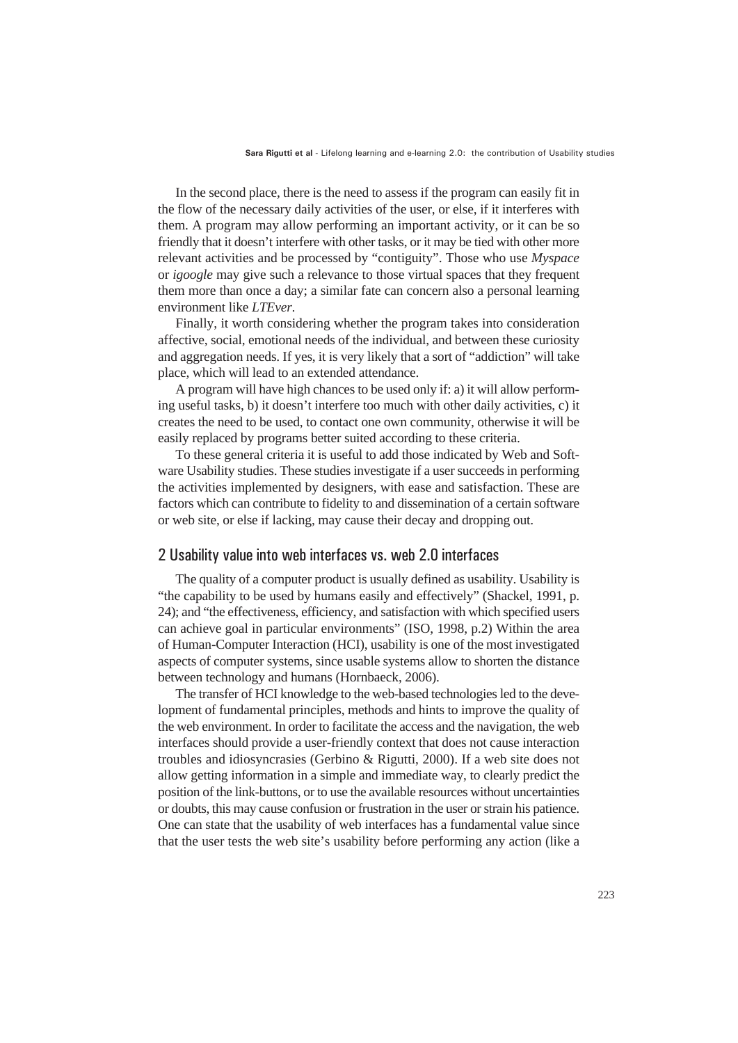In the second place, there is the need to assess if the program can easily fit in the flow of the necessary daily activities of the user, or else, if it interferes with them. A program may allow performing an important activity, or it can be so friendly that it doesn't interfere with other tasks, or it may be tied with other more relevant activities and be processed by "contiguity". Those who use *Myspace* or *igoogle* may give such a relevance to those virtual spaces that they frequent them more than once a day; a similar fate can concern also a personal learning environment like *LTEver*.

Finally, it worth considering whether the program takes into consideration affective, social, emotional needs of the individual, and between these curiosity and aggregation needs. If yes, it is very likely that a sort of "addiction" will take place, which will lead to an extended attendance.

A program will have high chances to be used only if: a) it will allow performing useful tasks, b) it doesn't interfere too much with other daily activities, c) it creates the need to be used, to contact one own community, otherwise it will be easily replaced by programs better suited according to these criteria.

To these general criteria it is useful to add those indicated by Web and Software Usability studies. These studies investigate if a user succeeds in performing the activities implemented by designers, with ease and satisfaction. These are factors which can contribute to fidelity to and dissemination of a certain software or web site, or else if lacking, may cause their decay and dropping out.

## 2 Usability value into web interfaces vs. web 2.0 interfaces

The quality of a computer product is usually defined as usability. Usability is "the capability to be used by humans easily and effectively" (Shackel, 1991, p. 24); and "the effectiveness, efficiency, and satisfaction with which specified users can achieve goal in particular environments" (ISO, 1998, p.2) Within the area of Human-Computer Interaction (HCI), usability is one of the most investigated aspects of computer systems, since usable systems allow to shorten the distance between technology and humans (Hornbaeck, 2006).

The transfer of HCI knowledge to the web-based technologies led to the development of fundamental principles, methods and hints to improve the quality of the web environment. In order to facilitate the access and the navigation, the web interfaces should provide a user-friendly context that does not cause interaction troubles and idiosyncrasies (Gerbino & Rigutti, 2000). If a web site does not allow getting information in a simple and immediate way, to clearly predict the position of the link-buttons, or to use the available resources without uncertainties or doubts, this may cause confusion or frustration in the user or strain his patience. One can state that the usability of web interfaces has a fundamental value since that the user tests the web site's usability before performing any action (like a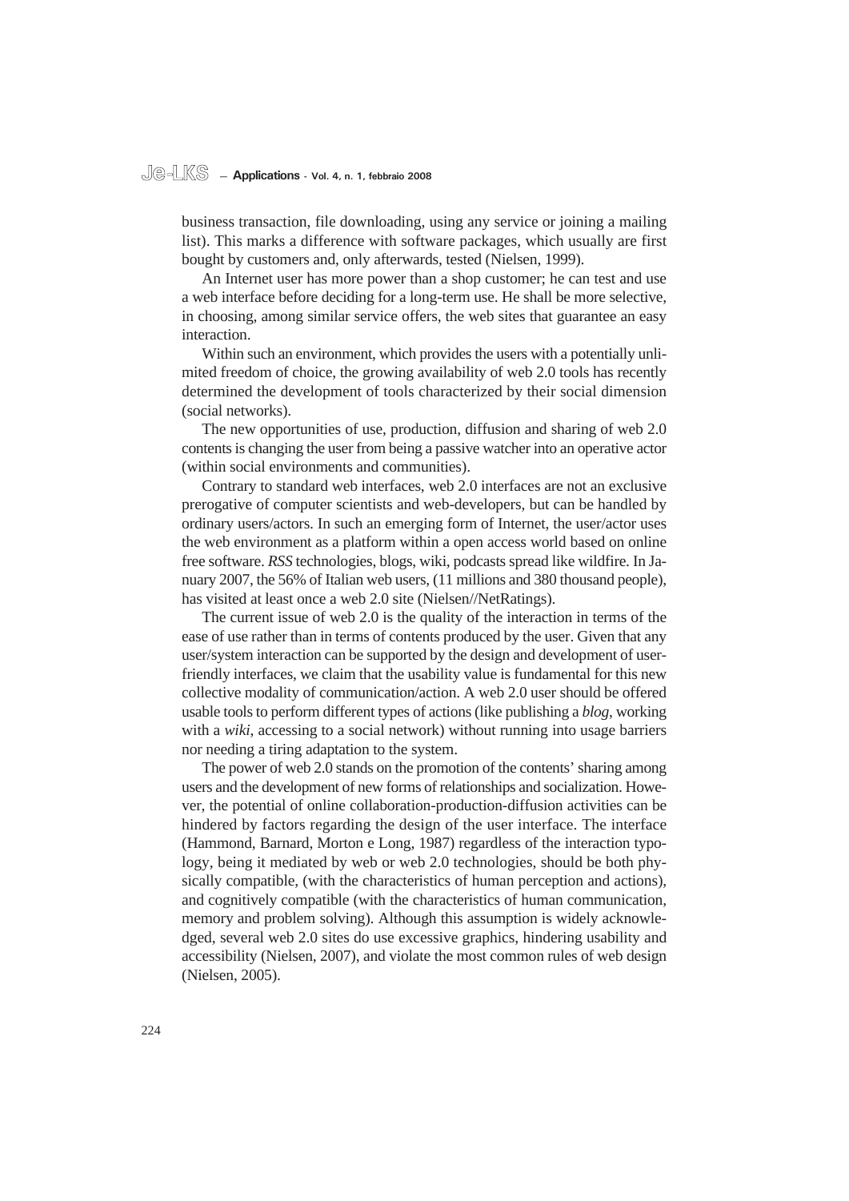business transaction, file downloading, using any service or joining a mailing list). This marks a difference with software packages, which usually are first bought by customers and, only afterwards, tested (Nielsen, 1999).

An Internet user has more power than a shop customer; he can test and use a web interface before deciding for a long-term use. He shall be more selective, in choosing, among similar service offers, the web sites that guarantee an easy interaction.

Within such an environment, which provides the users with a potentially unlimited freedom of choice, the growing availability of web 2.0 tools has recently determined the development of tools characterized by their social dimension (social networks).

The new opportunities of use, production, diffusion and sharing of web 2.0 contents is changing the user from being a passive watcher into an operative actor (within social environments and communities).

Contrary to standard web interfaces, web 2.0 interfaces are not an exclusive prerogative of computer scientists and web-developers, but can be handled by ordinary users/actors. In such an emerging form of Internet, the user/actor uses the web environment as a platform within a open access world based on online free software. *RSS* technologies, blogs, wiki, podcasts spread like wildfire. In January 2007, the 56% of Italian web users, (11 millions and 380 thousand people), has visited at least once a web 2.0 site (Nielsen//NetRatings).

The current issue of web 2.0 is the quality of the interaction in terms of the ease of use rather than in terms of contents produced by the user. Given that any user/system interaction can be supported by the design and development of user-friendly interfaces, we claim that the usability value is fundamental for this new collective modality of communication/action. A web 2.0 user should be offered usable tools to perform different types of actions (like publishing a *blog*, working with a *wiki*, accessing to a social network) without running into usage barriers nor needing a tiring adaptation to the system.

The power of web 2.0 stands on the promotion of the contents' sharing among users and the development of new forms of relationships and socialization. However, the potential of online collaboration-production-diffusion activities can be hindered by factors regarding the design of the user interface. The interface (Hammond, Barnard, Morton e Long, 1987) regardless of the interaction typology, being it mediated by web or web 2.0 technologies, should be both physically compatible, (with the characteristics of human perception and actions), and cognitively compatible (with the characteristics of human communication, memory and problem solving). Although this assumption is widely acknowledged, several web 2.0 sites do use excessive graphics, hindering usability and accessibility (Nielsen, 2007), and violate the most common rules of web design (Nielsen, 2005).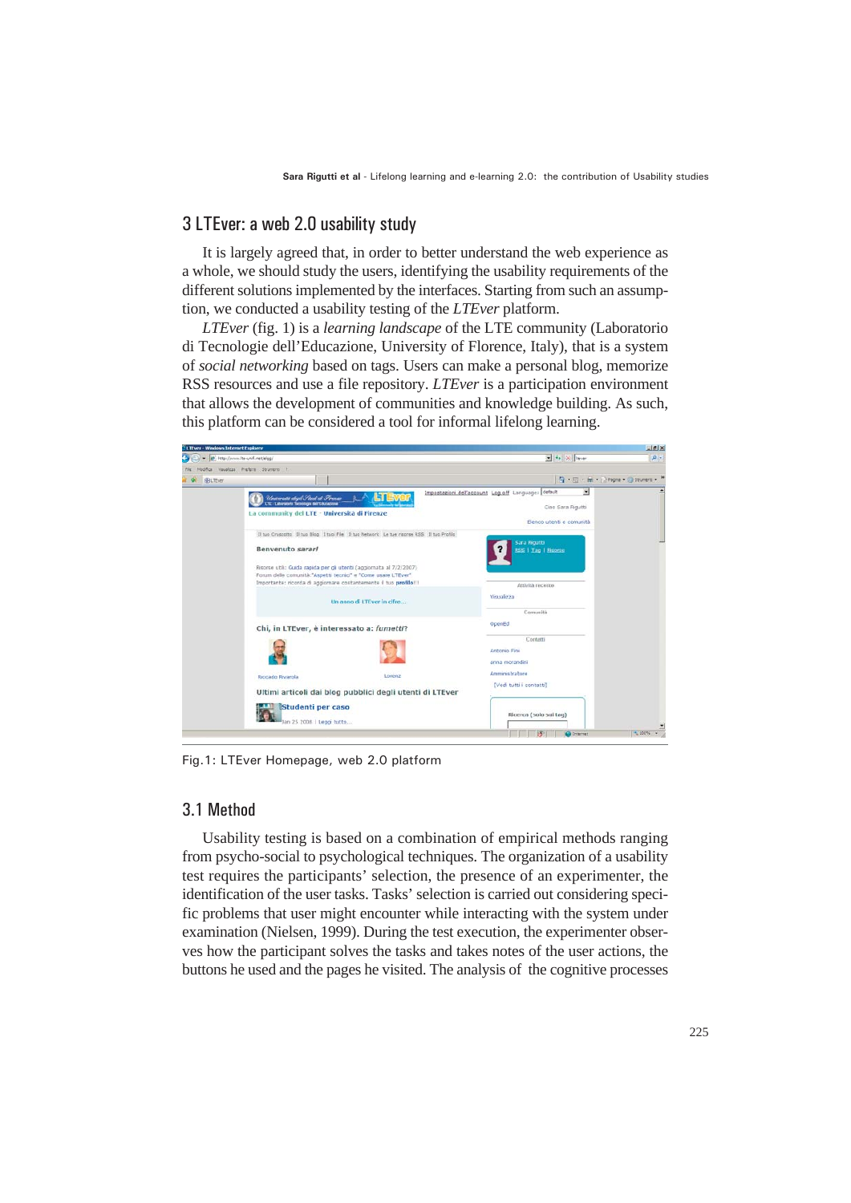## 3 LTEver: a web 2.0 usability study

It is largely agreed that, in order to better understand the web experience as a whole, we should study the users, identifying the usability requirements of the different solutions implemented by the interfaces. Starting from such an assumption, we conducted a usability testing of the *LTEver* platform.

*LTEver* (fig. 1) is a *learning landscape* of the LTE community (Laboratorio di Tecnologie dell'Educazione, University of Florence, Italy), that is a system of *social networking* based on tags. Users can make a personal blog, memorize RSS resources and use a file repository. *LTEver* is a participation environment that allows the development of communities and knowledge building. As such, this platform can be considered a tool for informal lifelong learning.

Fig.1: LTEver Homepage, web 2.0 platform

### 3.1 Method

Usability testing is based on a combination of empirical methods ranging from psycho-social to psychological techniques. The organization of a usability test requires the participants' selection, the presence of an experimenter, the identification of the user tasks. Tasks' selection is carried out considering specific problems that user might encounter while interacting with the system under examination (Nielsen, 1999). During the test execution, the experimenter observes how the participant solves the tasks and takes notes of the user actions, the buttons he used and the pages he visited. The analysis of the cognitive processes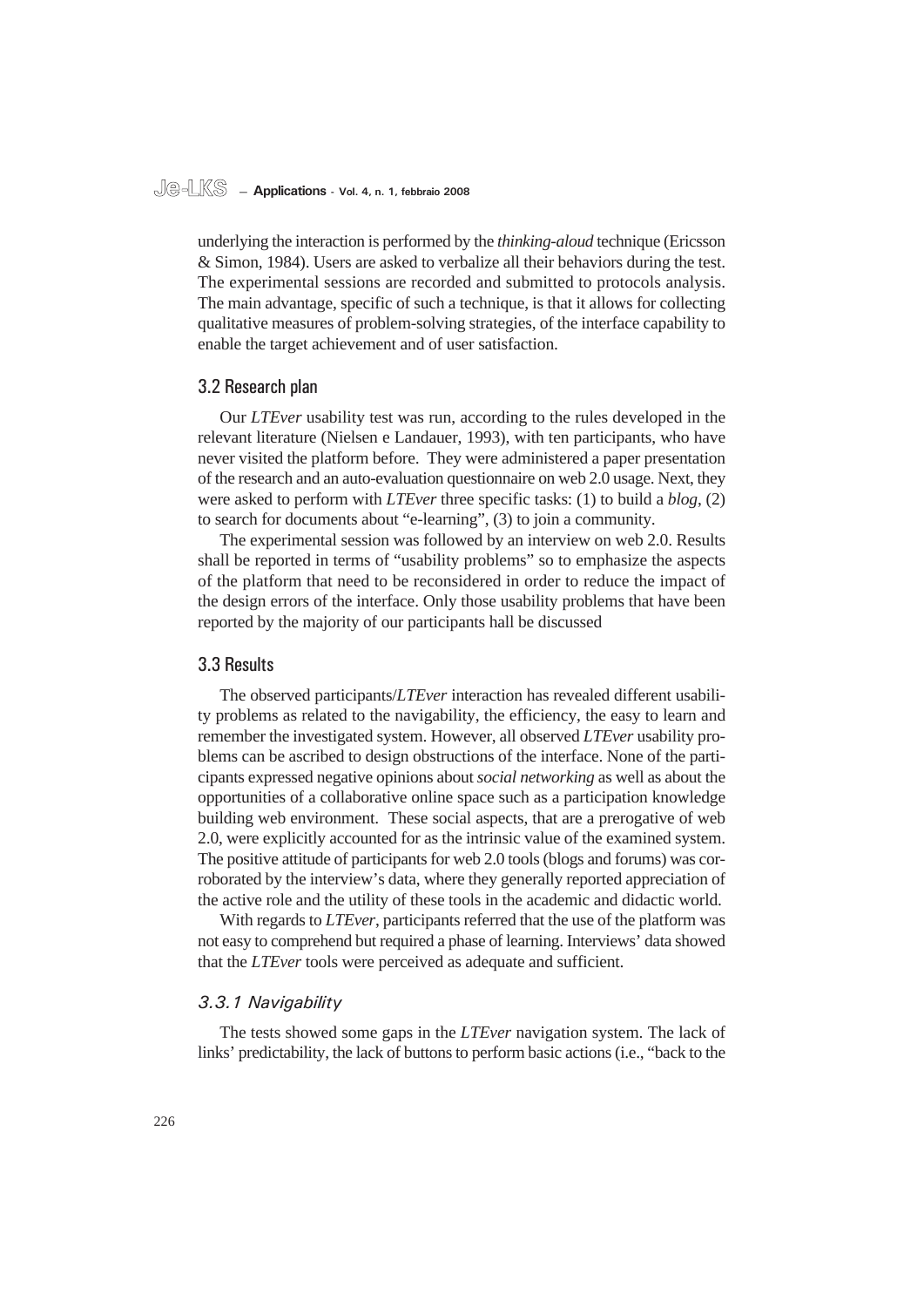underlying the interaction is performed by the *thinking-aloud* technique (Ericsson & Simon, 1984). Users are asked to verbalize all their behaviors during the test. The experimental sessions are recorded and submitted to protocols analysis. The main advantage, specific of such a technique, is that it allows for collecting qualitative measures of problem-solving strategies, of the interface capability to enable the target achievement and of user satisfaction.

## 3.2 Research plan

Our *LTEver* usability test was run, according to the rules developed in the relevant literature (Nielsen e Landauer, 1993), with ten participants, who have never visited the platform before. They were administered a paper presentation of the research and an auto-evaluation questionnaire on web 2.0 usage. Next, they were asked to perform with *LTEver* three specific tasks: (1) to build a *blog*, (2) to search for documents about "e-learning", (3) to join a community.

The experimental session was followed by an interview on web 2.0. Results shall be reported in terms of "usability problems" so to emphasize the aspects of the platform that need to be reconsidered in order to reduce the impact of the design errors of the interface. Only those usability problems that have been reported by the majority of our participants hall be discussed

## 3.3 Results

The observed participants/*LTEver* interaction has revealed different usability problems as related to the navigability, the efficiency, the easy to learn and remember the investigated system. However, all observed *LTEver* usability problems can be ascribed to design obstructions of the interface. None of the participants expressed negative opinions about *social networking* as well as about the opportunities of a collaborative online space such as a participation knowledge building web environment. These social aspects, that are a prerogative of web 2.0, were explicitly accounted for as the intrinsic value of the examined system. The positive attitude of participants for web 2.0 tools (blogs and forums) was corroborated by the interview's data, where they generally reported appreciation of the active role and the utility of these tools in the academic and didactic world.

With regards to *LTEver*, participants referred that the use of the platform was not easy to comprehend but required a phase of learning. Interviews' data showed that the *LTEver* tools were perceived as adequate and sufficient.

### *3.3.1 Navigability*

The tests showed some gaps in the *LTEver* navigation system. The lack of links' predictability, the lack of buttons to perform basic actions (i.e., "back to the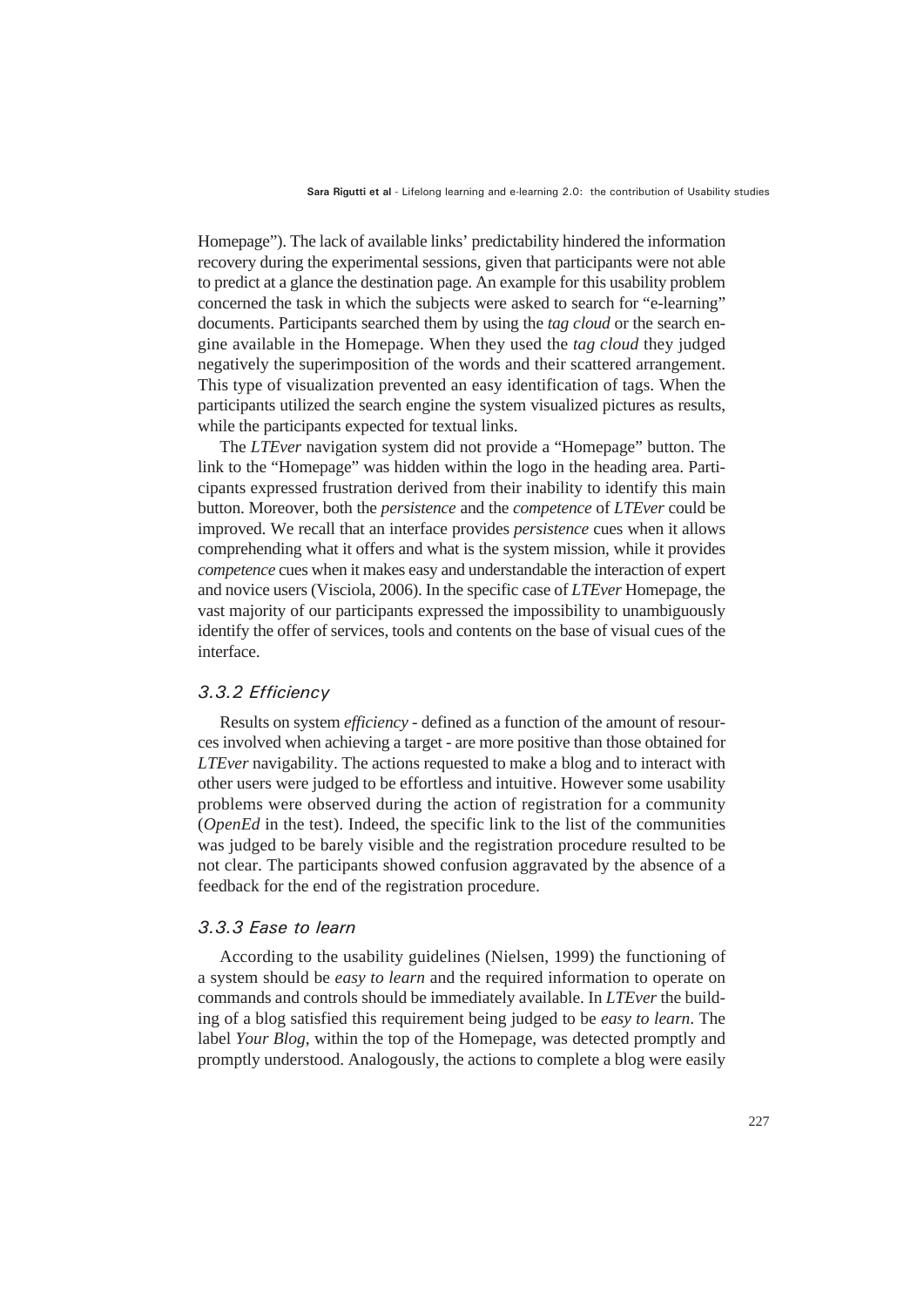Homepage"). The lack of available links' predictability hindered the information recovery during the experimental sessions, given that participants were not able to predict at a glance the destination page. An example for this usability problem concerned the task in which the subjects were asked to search for "e-learning" documents. Participants searched them by using the *tag cloud* or the search engine available in the Homepage. When they used the *tag cloud* they judged negatively the superimposition of the words and their scattered arrangement. This type of visualization prevented an easy identification of tags. When the participants utilized the search engine the system visualized pictures as results, while the participants expected for textual links.

The *LTEver* navigation system did not provide a "Homepage" button. The link to the "Homepage" was hidden within the logo in the heading area. Participants expressed frustration derived from their inability to identify this main button. Moreover, both the *persistence* and the *competence* of *LTEver* could be improved. We recall that an interface provides *persistence* cues when it allows comprehending what it offers and what is the system mission, while it provides *competence* cues when it makes easy and understandable the interaction of expert and novice users (Visciola, 2006). In the specific case of *LTEver* Homepage, the vast majority of our participants expressed the impossibility to unambiguously identify the offer of services, tools and contents on the base of visual cues of the interface.

### *3.3.2 Efficiency*

Results on system *efficiency* - defined as a function of the amount of resources involved when achieving a target - are more positive than those obtained for *LTEver* navigability. The actions requested to make a blog and to interact with other users were judged to be effortless and intuitive. However some usability problems were observed during the action of registration for a community (*OpenEd* in the test). Indeed, the specific link to the list of the communities was judged to be barely visible and the registration procedure resulted to be not clear. The participants showed confusion aggravated by the absence of a feedback for the end of the registration procedure.

### *3.3.3 Ease to learn*

According to the usability guidelines (Nielsen, 1999) the functioning of a system should be *easy to learn* and the required information to operate on commands and controls should be immediately available. In *LTEver* the building of a blog satisfied this requirement being judged to be *easy to learn*. The label *Your Blog*, within the top of the Homepage, was detected promptly and promptly understood. Analogously, the actions to complete a blog were easily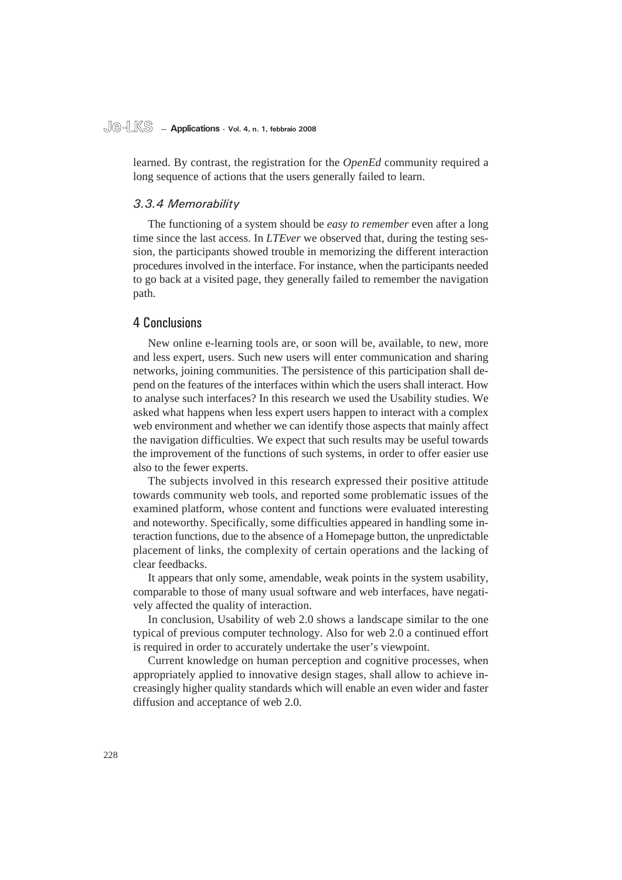learned. By contrast, the registration for the *OpenEd* community required a long sequence of actions that the users generally failed to learn.

### *3.3.4 Memorability*

The functioning of a system should be *easy to remember* even after a long time since the last access. In *LTEver* we observed that, during the testing session, the participants showed trouble in memorizing the different interaction procedures involved in the interface. For instance, when the participants needed to go back at a visited page, they generally failed to remember the navigation path.

## 4 Conclusions

New online e-learning tools are, or soon will be, available, to new, more and less expert, users. Such new users will enter communication and sharing networks, joining communities. The persistence of this participation shall depend on the features of the interfaces within which the users shall interact. How to analyse such interfaces? In this research we used the Usability studies. We asked what happens when less expert users happen to interact with a complex web environment and whether we can identify those aspects that mainly affect the navigation difficulties. We expect that such results may be useful towards the improvement of the functions of such systems, in order to offer easier use also to the fewer experts.

The subjects involved in this research expressed their positive attitude towards community web tools, and reported some problematic issues of the examined platform, whose content and functions were evaluated interesting and noteworthy. Specifically, some difficulties appeared in handling some interaction functions, due to the absence of a Homepage button, the unpredictable placement of links, the complexity of certain operations and the lacking of clear feedbacks.

It appears that only some, amendable, weak points in the system usability, comparable to those of many usual software and web interfaces, have negatively affected the quality of interaction.

In conclusion, Usability of web 2.0 shows a landscape similar to the one typical of previous computer technology. Also for web 2.0 a continued effort is required in order to accurately undertake the user's viewpoint.

Current knowledge on human perception and cognitive processes, when appropriately applied to innovative design stages, shall allow to achieve increasingly higher quality standards which will enable an even wider and faster diffusion and acceptance of web 2.0.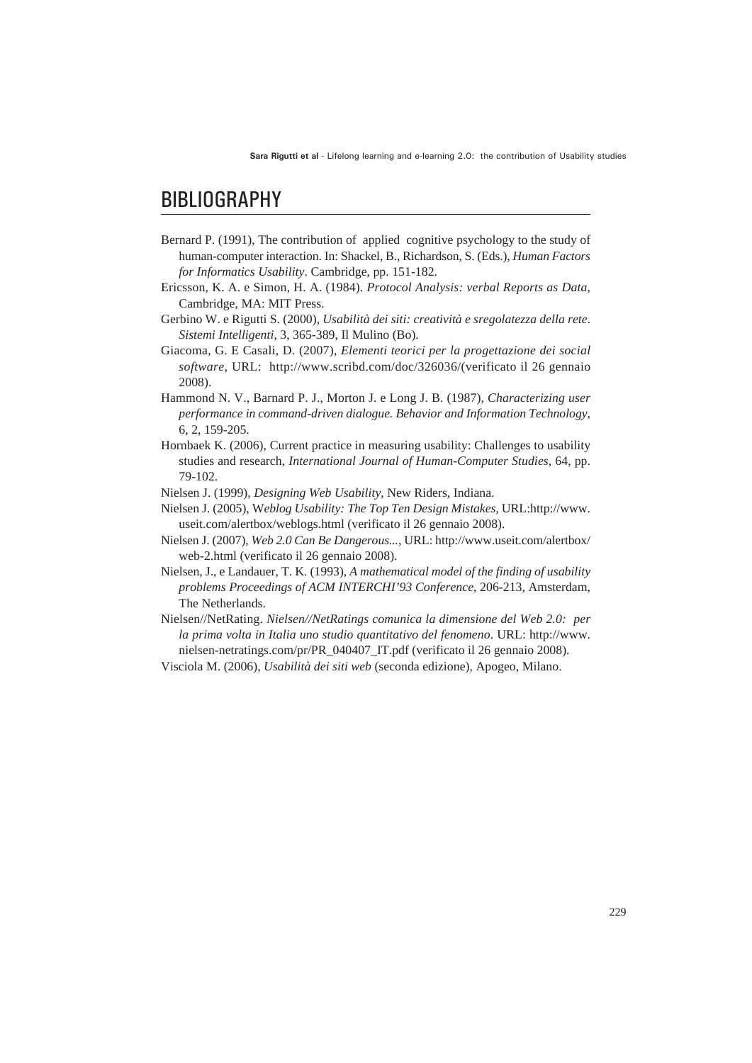# BIBLIOGRAPHY

Bernard P. (1991), The contribution of applied cognitive psychology to the study of human-computer interaction. In: Shackel, B., Richardson, S. (Eds.), *Human Factors for Informatics Usability*. Cambridge, pp. 151-182.

Ericsson, K. A. e Simon, H. A. (1984). *Protocol Analysis: verbal Reports as Data*, Cambridge, MA: MIT Press.

Gerbino W. e Rigutti S. (2000), *Usabilità dei siti: creatività e sregolatezza della rete*. *Sistemi Intelligenti*, 3, 365-389, Il Mulino (Bo).

Giacoma, G. E Casali, D. (2007), *Elementi teorici per la progettazione dei social software*, URL: http://www.scribd.com/doc/326036/(verificato il 26 gennaio 2008).

Hammond N. V., Barnard P. J., Morton J. e Long J. B. (1987), *Characterizing user performance in command-driven dialogue. Behavior and Information Technology*, 6, 2, 159-205.

Hornbaek K. (2006), Current practice in measuring usability: Challenges to usability studies and research, *International Journal of Human-Computer Studies*, 64, pp. 79-102.

Nielsen J. (1999), *Designing Web Usability*, New Riders, Indiana.

Nielsen J. (2005), W*eblog Usability: The Top Ten Design Mistakes*, URL:http://www.useit.com/alertbox/weblogs.html (verificato il 26 gennaio 2008).

Nielsen J. (2007), *Web 2.0 Can Be Dangerous...*, URL: http://www.useit.com/alertbox/web-2.html (verificato il 26 gennaio 2008).

Nielsen, J., e Landauer, T. K. (1993), *A mathematical model of the finding of usability problems Proceedings of ACM INTERCHI'93 Conference*, 206-213, Amsterdam, The Netherlands.

Nielsen//NetRating. *Nielsen//NetRatings comunica la dimensione del Web 2.0: per la prima volta in Italia uno studio quantitativo del fenomeno*. URL: http://www.nielsen-netratings.com/pr/PR_040407_IT.pdf (verificato il 26 gennaio 2008).

Visciola M. (2006), *Usabilità dei siti web* (seconda edizione), Apogeo, Milano.